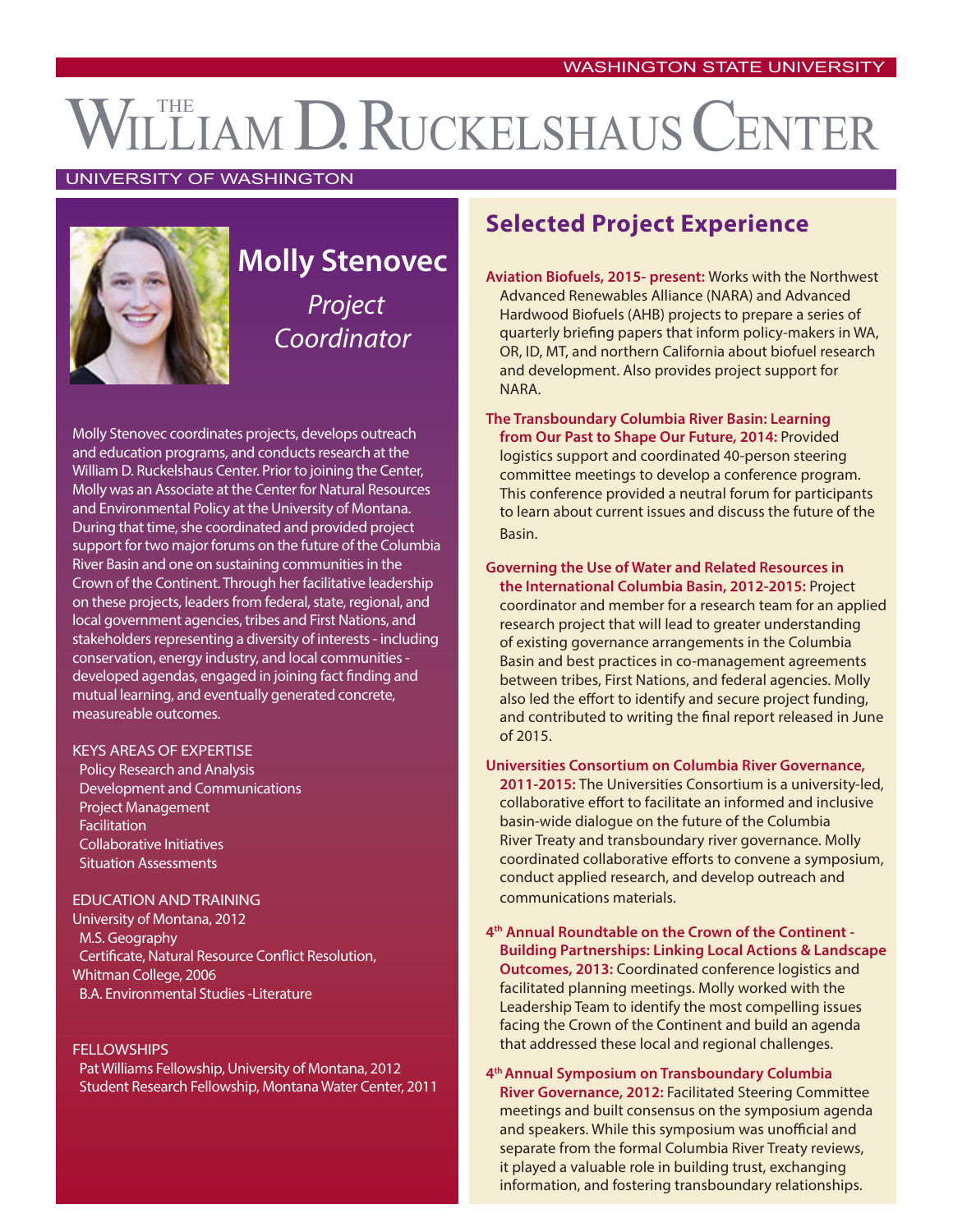WASHINGTON STATE UNIVERSITY

# THE WILLIAM D. RUCKELSHAUS CENTER

UNIVERSITY OF WASHINGTON

## Molly Stenovec

*Project Coordinator*

Molly Stenovec coordinates projects, develops outreach and education programs, and conducts research at the William D. Ruckelshaus Center. Prior to joining the Center, Molly was an Associate at the Center for Natural Resources and Environmental Policy at the University of Montana. During that time, she coordinated and provided project support for two major forums on the future of the Columbia River Basin and one on sustaining communities in the Crown of the Continent. Through her facilitative leadership on these projects, leaders from federal, state, regional, and local government agencies, tribes and First Nations, and stakeholders representing a diversity of interests - including conservation, energy industry, and local communities - developed agendas, engaged in joining fact finding and mutual learning, and eventually generated concrete, measureable outcomes.

KEYS AREAS OF EXPERTISE

- Policy Research and Analysis
- Development and Communications
- Project Management
- Facilitation
- Collaborative Initiatives
- Situation Assessments

EDUCATION AND TRAINING

University of Montana, 2012
- M.S. Geography
- Certificate, Natural Resource Conflict Resolution,

Whitman College, 2006
- B.A. Environmental Studies -Literature

FELLOWSHIPS

- Pat Williams Fellowship, University of Montana, 2012
- Student Research Fellowship, Montana Water Center, 2011

## Selected Project Experience

**Aviation Biofuels, 2015- present:** Works with the Northwest Advanced Renewables Alliance (NARA) and Advanced Hardwood Biofuels (AHB) projects to prepare a series of quarterly briefing papers that inform policy-makers in WA, OR, ID, MT, and northern California about biofuel research and development. Also provides project support for NARA.

**The Transboundary Columbia River Basin: Learning from Our Past to Shape Our Future, 2014:** Provided logistics support and coordinated 40-person steering committee meetings to develop a conference program. This conference provided a neutral forum for participants to learn about current issues and discuss the future of the Basin.

**Governing the Use of Water and Related Resources in the International Columbia Basin, 2012-2015:** Project coordinator and member for a research team for an applied research project that will lead to greater understanding of existing governance arrangements in the Columbia Basin and best practices in co-management agreements between tribes, First Nations, and federal agencies. Molly also led the effort to identify and secure project funding, and contributed to writing the final report released in June of 2015.

**Universities Consortium on Columbia River Governance, 2011-2015:** The Universities Consortium is a university-led, collaborative effort to facilitate an informed and inclusive basin-wide dialogue on the future of the Columbia River Treaty and transboundary river governance. Molly coordinated collaborative efforts to convene a symposium, conduct applied research, and develop outreach and communications materials.

**4th Annual Roundtable on the Crown of the Continent - Building Partnerships: Linking Local Actions & Landscape Outcomes, 2013:** Coordinated conference logistics and facilitated planning meetings. Molly worked with the Leadership Team to identify the most compelling issues facing the Crown of the Continent and build an agenda that addressed these local and regional challenges.

**4th Annual Symposium on Transboundary Columbia River Governance, 2012:** Facilitated Steering Committee meetings and built consensus on the symposium agenda and speakers. While this symposium was unofficial and separate from the formal Columbia River Treaty reviews, it played a valuable role in building trust, exchanging information, and fostering transboundary relationships.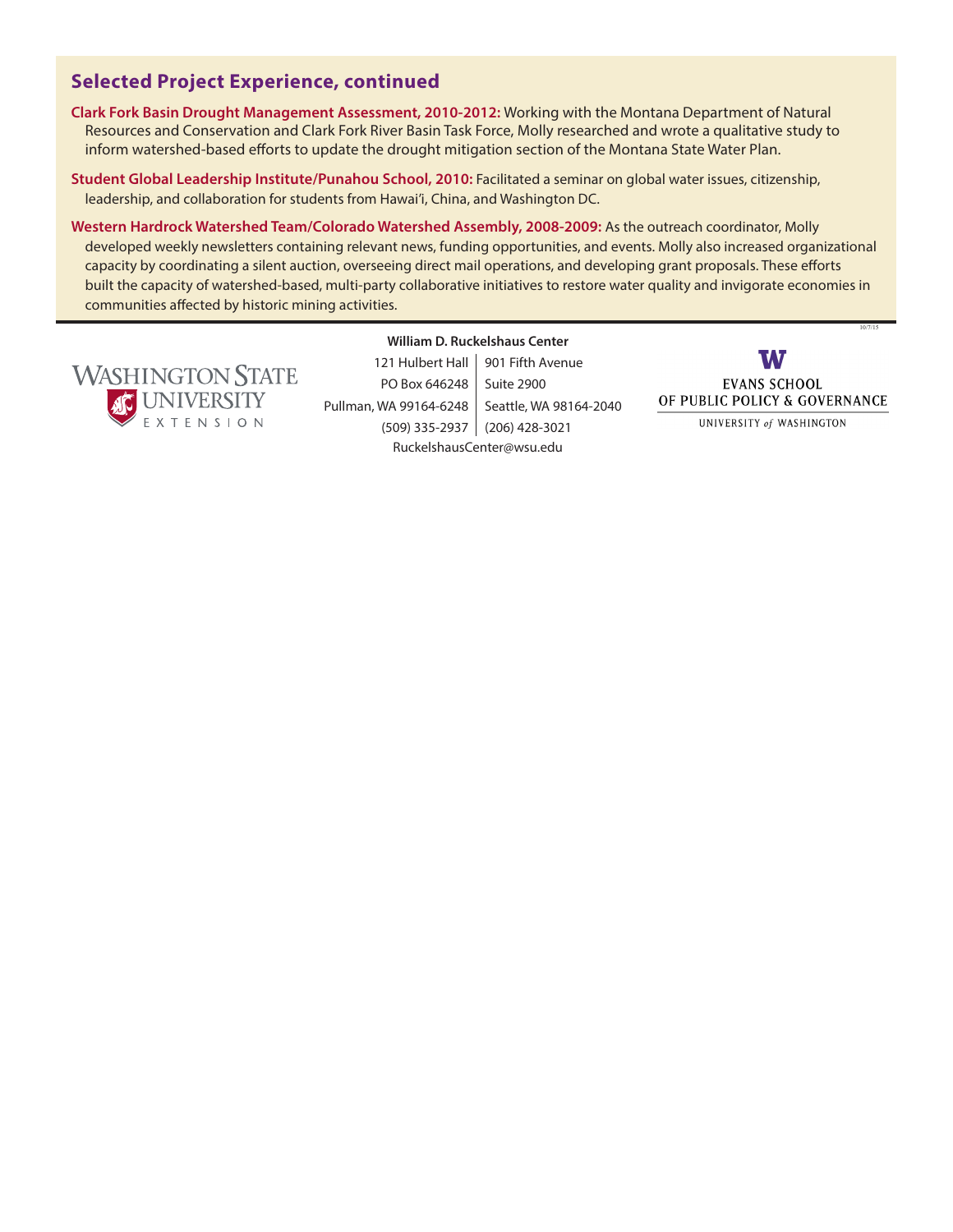## Selected Project Experience, continued

**Clark Fork Basin Drought Management Assessment, 2010-2012:** Working with the Montana Department of Natural Resources and Conservation and Clark Fork River Basin Task Force, Molly researched and wrote a qualitative study to inform watershed-based efforts to update the drought mitigation section of the Montana State Water Plan.

**Student Global Leadership Institute/Punahou School, 2010:** Facilitated a seminar on global water issues, citizenship, leadership, and collaboration for students from Hawai'i, China, and Washington DC.

**Western Hardrock Watershed Team/Colorado Watershed Assembly, 2008-2009:** As the outreach coordinator, Molly developed weekly newsletters containing relevant news, funding opportunities, and events. Molly also increased organizational capacity by coordinating a silent auction, overseeing direct mail operations, and developing grant proposals. These efforts built the capacity of watershed-based, multi-party collaborative initiatives to restore water quality and invigorate economies in communities affected by historic mining activities.

10/7/15

Washington State University Extension

**William D. Ruckelshaus Center**

| | |
|---|---|
| 121 Hulbert Hall | 901 Fifth Avenue |
| PO Box 646248 | Suite 2900 |
| Pullman, WA 99164-6248 | Seattle, WA 98164-2040 |
| (509) 335-2937 | (206) 428-3021 |

RuckelshausCenter@wsu.edu

W Evans School of Public Policy & Governance, University of Washington